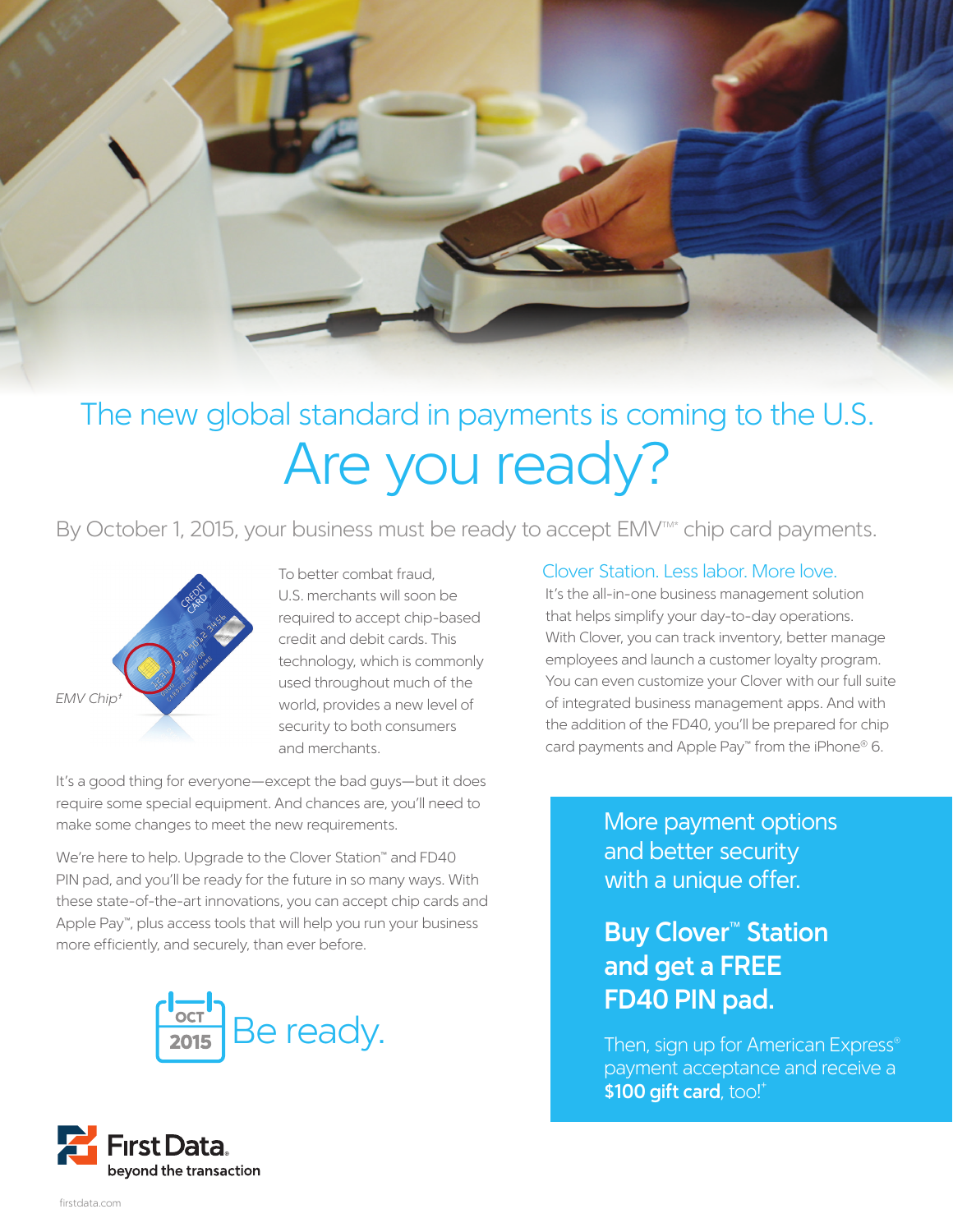## The new global standard in payments is coming to the U.S.

# Are you ready?

By October 1, 2015, your business must be ready to accept EMV™* chip card payments.

*EMV Chip†*

To better combat fraud, U.S. merchants will soon be required to accept chip-based credit and debit cards. This technology, which is commonly used throughout much of the world, provides a new level of security to both consumers and merchants.

It's a good thing for everyone—except the bad guys—but it does require some special equipment. And chances are, you'll need to make some changes to meet the new requirements.

We're here to help. Upgrade to the Clover Station™ and FD40 PIN pad, and you'll be ready for the future in so many ways. With these state-of-the-art innovations, you can accept chip cards and Apple Pay™, plus access tools that will help you run your business more efficiently, and securely, than ever before.

OCT 2015 Be ready.

### Clover Station. Less labor. More love.

It's the all-in-one business management solution that helps simplify your day-to-day operations. With Clover, you can track inventory, better manage employees and launch a customer loyalty program. You can even customize your Clover with our full suite of integrated business management apps. And with the addition of the FD40, you'll be prepared for chip card payments and Apple Pay™ from the iPhone® 6.

More payment options and better security with a unique offer.

**Buy Clover™ Station and get a FREE FD40 PIN pad.**

Then, sign up for American Express® payment acceptance and receive a **$100 gift card**, too!†

First Data. beyond the transaction

firstdata.com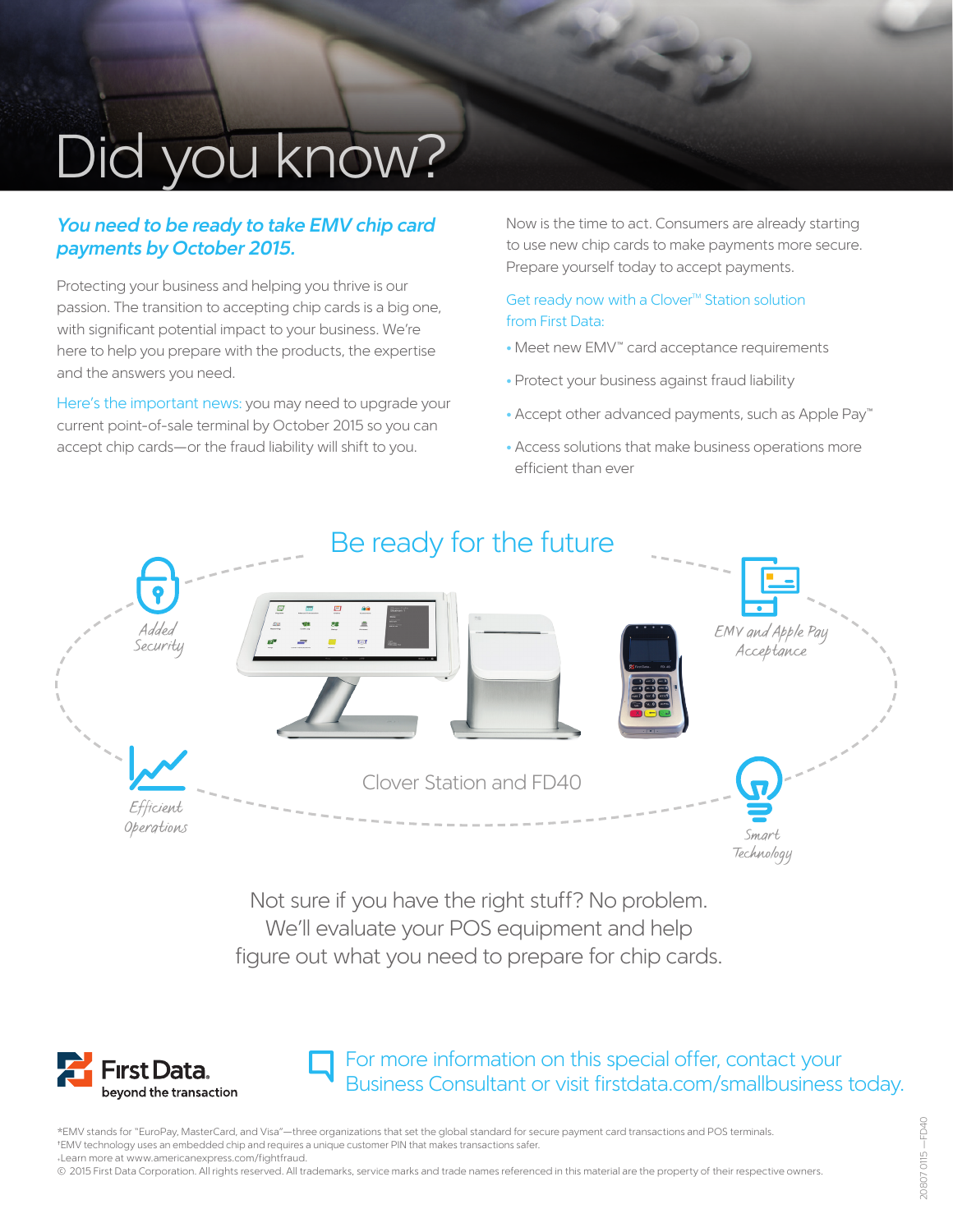# Did you know?

***You need to be ready to take EMV chip card payments by October 2015.***

Protecting your business and helping you thrive is our passion. The transition to accepting chip cards is a big one, with significant potential impact to your business. We're here to help you prepare with the products, the expertise and the answers you need.

Here's the important news: you may need to upgrade your current point-of-sale terminal by October 2015 so you can accept chip cards—or the fraud liability will shift to you.

Now is the time to act. Consumers are already starting to use new chip cards to make payments more secure. Prepare yourself today to accept payments.

Get ready now with a Clover™ Station solution from First Data:

- Meet new EMV™ card acceptance requirements
- Protect your business against fraud liability
- Accept other advanced payments, such as Apple Pay™
- Access solutions that make business operations more efficient than ever

## Be ready for the future

Added Security

EMV and Apple Pay Acceptance

Efficient Operations

Smart Technology

Clover Station and FD40

Not sure if you have the right stuff? No problem. We'll evaluate your POS equipment and help figure out what you need to prepare for chip cards.

First Data. beyond the transaction

For more information on this special offer, contact your Business Consultant or visit firstdata.com/smallbusiness today.

*EMV stands for "EuroPay, MasterCard, and Visa"—three organizations that set the global standard for secure payment card transactions and POS terminals.
†EMV technology uses an embedded chip and requires a unique customer PIN that makes transactions safer.
‡Learn more at www.americanexpress.com/fightfraud.
© 2015 First Data Corporation. All rights reserved. All trademarks, service marks and trade names referenced in this material are the property of their respective owners.

20807 0115 —FD40